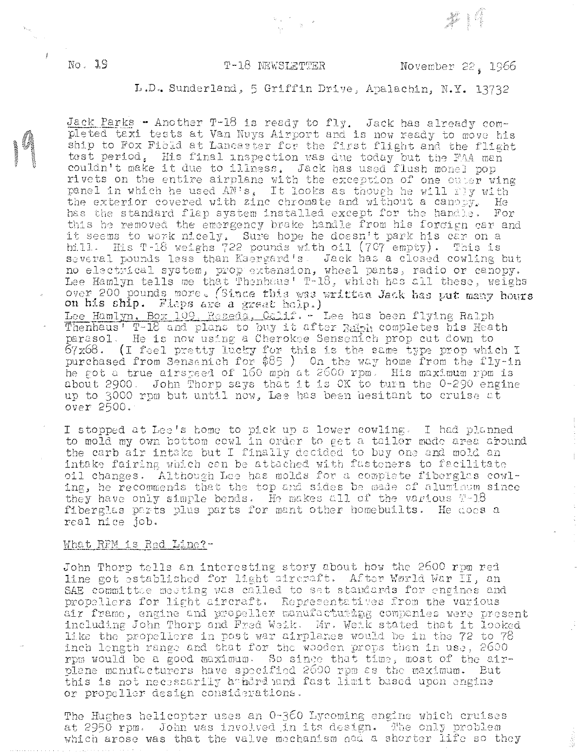No. 19 T-18 NEWSLETTER November 22, 1966

L.D. Sunderland, 5 Griffin Drive, Apalachin, N.Y. 13732

Jack Parks - Another T-18 is ready to fly. Jack has already completed taxi tests at Van Nuys Airport and is now ready to move his ship to Fox Field at Lancaster for the first flight and the flight test period. His final inspection was due today but the FAA man couldn't make it due to illness. Jack has used flush monel pop rivets on the entire airplane with the exception of one outer wing panel in which he used AN's. It looks as though he will fly with the exterior covered with zinc chromate and without a canopy. He has the standard flap system installed except for the handle. For this he removed the emergency brake handle from his foreign car and it seems to work nicely. Sure hope he doesn't park his car on a hill. His T-18 weighs 722 pounds with oil (707 empty). This is several pounds less than Kaergard's. Jack has a closed cowling but no electrical system, prop extension, wheel pants, radio or canopy. Lee Hamlyn tells me that Thenhaus' T-18, which has all these, weighs over 200 pounds more. (Since this was written Jack has put many hours on his ship. Flaps are a great help.)

Lee Hamlyn, Box 109, Reseda, Calif. - Lee has been flying Ralph Thenhaus' T-18 and plans to buy it after Ralph completes his Heath parasol. He is now using a Cherokee Sensenich prop cut down to 67x68. (I feel pretty lucky for this is the same type prop which I purchased from Sensenich for $85.) On the way home from the fly-in he got a true airspeed of 160 mph at 2600 rpm. His maximum rpm is about 2900. John Thorp says that it is OK to turn the 0-290 engine up to 3000 rpm but until now, Lee has been hesitant to cruise at over 2500.

I stopped at Lee's home to pick up a lower cowling. I had planned to mold my own bottom cowl in order to get a tailor made area around the carb air intake but I finally decided to buy one and mold an intake fairing which can be attached with fasteners to facilitate oil changes. Although Lee has molds for a complete fiberglas cowling, he recommends that the top and sides be made of aluminum since they have only simple bends. He makes all of the various T-18 fiberglas parts plus parts for mant other homebuilts. He does a real nice job.

What RPM is Red Line?-

John Thorp tells an interesting story about how the 2600 rpm red line got established for light aircraft. After World War II, an SAE committee meeting was called to set standards for engines and propellers for light aircraft. Representatives from the various air frame, engine and propeller manufacturing companies were present including John Thorp and Fred Weik. Mr. Weik stated that it looked like the propellers in post war airplanes would be in the 72 to 78 inch length range and that for the wooden props then in use, 2600 rpm would be a good maximum. So since that time, most of the airplane manufacturers have specified 2600 rpm as the maximum. But this is not necessarily a hard and fast limit based upon engine or propeller design considerations.

The Hughes helicopter uses an 0-360 Lycoming engine which cruises at 2950 rpm. John was involved in its design. The only problem which arose was that the valve mechanism had a shorter life so they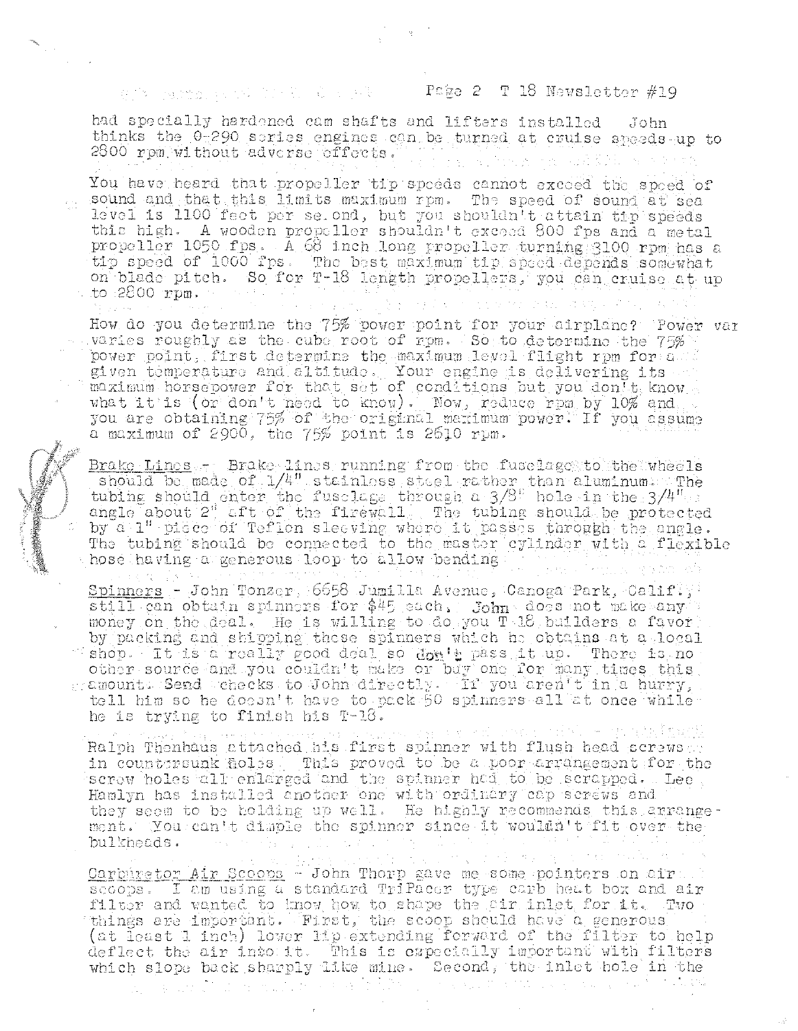had specially hardened cam shafts and lifters installed John thinks the 0-290 series engines can be turned at cruise speeds up to 2800 rpm without adverse effects.

You have heard that propeller tip speeds cannot exceed the speed of sound and that this limits maximum rpm. The speed of sound at sea level is 1100 feet per second, but you shouldn't attain tip speeds this high. A wooden propeller shouldn't exceed 800 fps and a metal propeller 1050 fps. A 68 inch long propeller turning 3100 rpm has a tip speed of 1000 fps. The best maximum tip speed depends somewhat on blade pitch. So for T-18 length propellers, you can cruise at up to 2800 rpm.

How do you determine the 75% power point for your airplane? Power var varies roughly as the cube root of rpm. So to determine the 75% power point, first determine the maximum level flight rpm for a given temperature and altitude. Your engine is delivering its maximum horsepower for that set of conditions but you don't know what it is (or don't need to know). Now, reduce rpm by 10% and you are obtaining 75% of the original maximum power. If you assume a maximum of 2900, the 75% point is 2610 rpm.

<u>Brake Lines</u> - Brake lines running from the fuselage to the wheels should be made of 1/4" stainless steel rather than aluminum. The tubing should enter the fuselage through a 3/8" hole in the 3/4" angle about 2" aft of the firewall. The tubing should be protected by a 1" piece of Teflon sleeving where it passes through the angle. The tubing should be connected to the master cylinder with a flexible hose having a generous loop to allow bending.

<u>Spinners</u> - John Tonzer, 6658 Jumilla Avenue, Canoga Park, Calif., still can obtain spinners for $45 each. John does not make any money on the deal. He is willing to do you T-18 builders a favor by packing and shipping these spinners which he obtains at a local shop. It is a really good deal so don't pass it up. There is no other source and you couldn't make or buy one for many times this amount. Send checks to John directly. If you aren't in a hurry, tell him so he doesn't have to pack 50 spinners all at once while he is trying to finish his T-18.

Ralph Thenhaus attached his first spinner with flush head screws in countersunk holes. This proved to be a poor arrangement for the screw holes all enlarged and the spinner had to be scrapped. Lee Hamlyn has installed another one with ordinary cap screws and they seem to be holding up well. He highly recommends this arrangement. You can't dimple the spinner since it wouldn't fit over the bulkheads.

<u>Carburetor Air Scoops</u> - John Thorp gave me some pointers on air scoops. I am using a standard TriPacer type carb heat box and air filter and wanted to know how to shape the air inlet for it. Two things are important. First, the scoop should have a generous (at least 1 inch) lower lip extending forward of the filter to help deflect the air into it. This is especially important with filters which slope back sharply like mine. Second, the inlet hole in the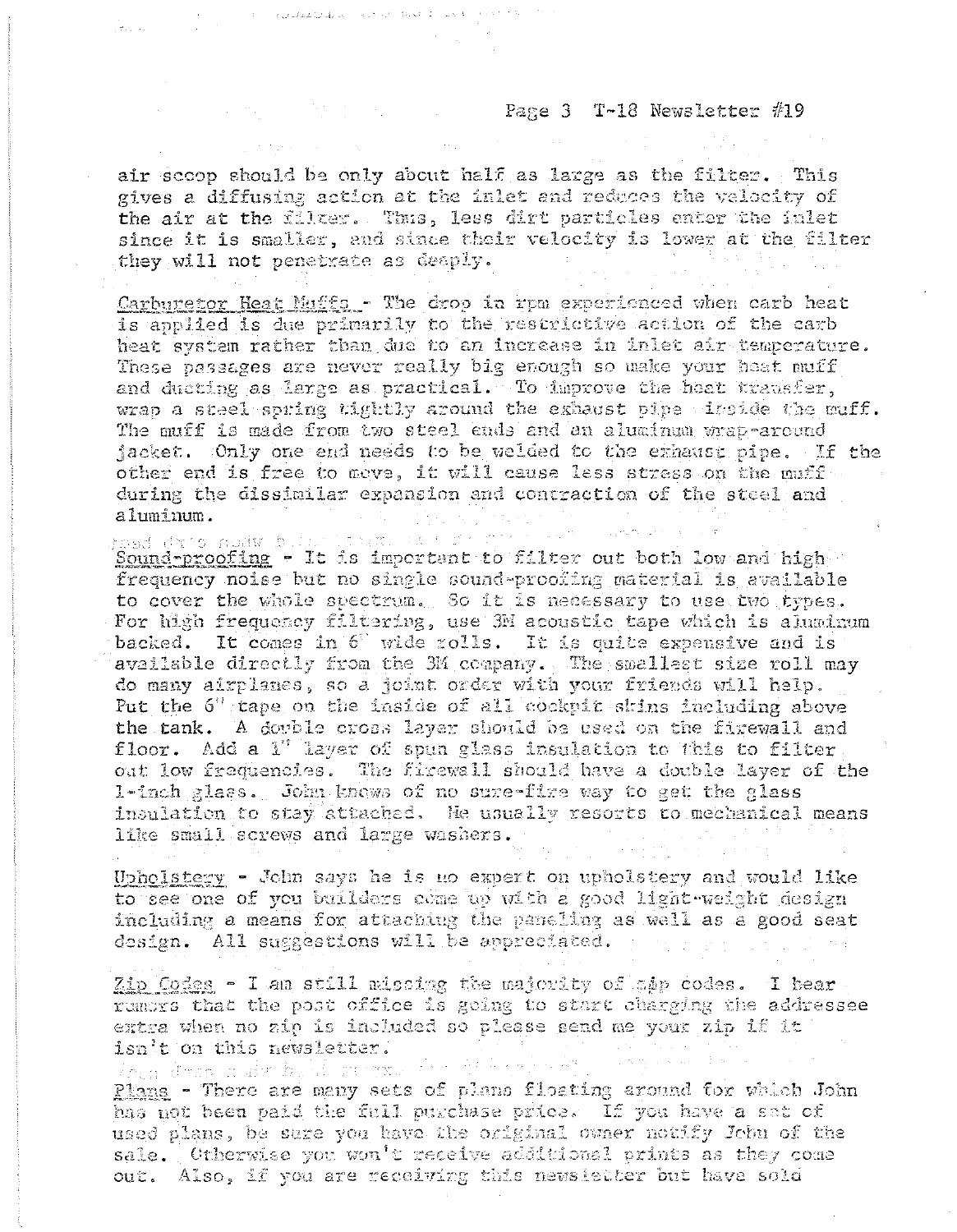air scoop should be only about half as large as the filter. This gives a diffusing action at the inlet and reduces the velocity of the air at the filter. Thus, less dirt particles enter the inlet since it is smaller, and since their velocity is lower at the filter they will not penetrate as deeply.

Carburetor Heat Muffs - The drop in rpm experienced when carb heat is applied is due primarily to the restrictive action of the carb heat system rather than due to an increase in inlet air temperature. These passages are never really big enough so make your heat muff and ducting as large as practical. To improve the heat transfer, wrap a steel spring tightly around the exhaust pipe inside the muff. The muff is made from two steel ends and an aluminum wrap-around jacket. Only one end needs to be welded to the exhaust pipe. If the other end is free to move, it will cause less stress on the muff during the dissimilar expansion and contraction of the steel and aluminum.

Sound-proofing - It is important to filter out both low and high frequency noise but no single sound-proofing material is available to cover the whole spectrum. So it is necessary to use two types. For high frequency filtering, use 3M acoustic tape which is aluminum backed. It comes in 6" wide rolls. It is quite expensive and is available directly from the 3M company. The smallest size roll may do many airplanes, so a joint order with your friends will help. Put the 6" tape on the inside of all cockpit skins including above the tank. A double cross layer should be used on the firewall and floor. Add a 1" layer of spun glass insulation to this to filter out low frequencies. The firewall should have a double layer of the 1-inch glass. John knows of no sure-fire way to get the glass insulation to stay attached. He usually resorts to mechanical means like small screws and large washers.

Upholstery - John says he is no expert on upholstery and would like to see one of you builders come up with a good light-weight design including a means for attaching the paneling as well as a good seat design. All suggestions will be appreciated.

Zip Codes - I am still missing the majority of zip codes. I hear rumors that the post office is going to start charging the addressee extra when no zip is included so please send me your zip if it isn't on this newsletter.

Plans - There are many sets of plans floating around for which John has not been paid the full purchase price. If you have a set of used plans, be sure you have the original owner notify John of the sale. Otherwise you won't receive additional prints as they come out. Also, if you are receiving this newsletter but have sold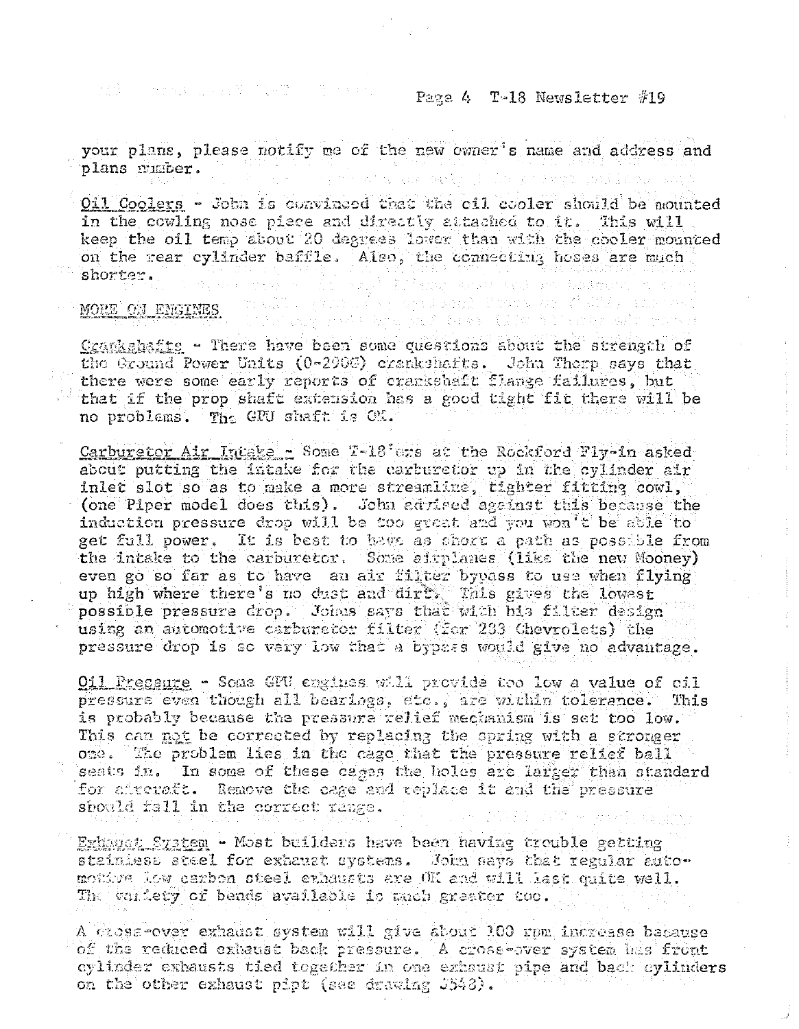your plans, please notify me of the new owner's name and address and plans number.

Oil Coolers - John is convinced that the oil cooler should be mounted in the cowling nose piece and directly attached to it. This will keep the oil temp about 20 degrees lower than with the cooler mounted on the rear cylinder baffle. Also, the connecting hoses are much shorter.

MORE ON ENGINES

Crankshafts - There have been some questions about the strength of the Ground Power Units (0-290G) crankshafts. John Thorp says that there were some early reports of crankshaft flange failures, but that if the prop shaft extension has a good tight fit there will be no problems. The GPU shaft is OK.

Carburetor Air Intake - Some T-18'ers at the Rockford Fly-in asked about putting the intake for the carburetor up in the cylinder air inlet slot so as to make a more streamline, tighter fitting cowl, (one Piper model does this). John advised against this because the induction pressure drop will be too great and you won't be able to get full power. It is best to have as short a path as possible from the intake to the carburetor. Some airplanes (like the new Mooney) even go so far as to have an air filter bypass to use when flying up high where there's no dust and dirt. This gives the lowest possible pressure drop. John says that with his filter design using an automotive carburetor filter (for 283 Chevrolets) the pressure drop is so very low that a bypass would give no advantage.

Oil Pressure - Some GPU engines will provide too low a value of oil pressure even though all bearings, etc., are within tolerance. This is probably because the pressure relief mechanism is set too low. This can not be corrected by replacing the spring with a stronger one. The problem lies in the cage that the pressure relief ball seats in. In some of these cages the holes are larger than standard for aircraft. Remove the cage and replace it and the pressure should fall in the correct range.

Exhaust System - Most builders have been having trouble getting stainless steel for exhaust systems. John says that regular automotive low carbon steel exhausts are OK and will last quite well. The variety of bends available is much greater too.

A cross-over exhaust system will give about 100 rpm increase because of the reduced exhaust back pressure. A cross-over system has front cylinder exhausts tied together in one exhaust pipe and back cylinders on the other exhaust pipe (see drawing 3548).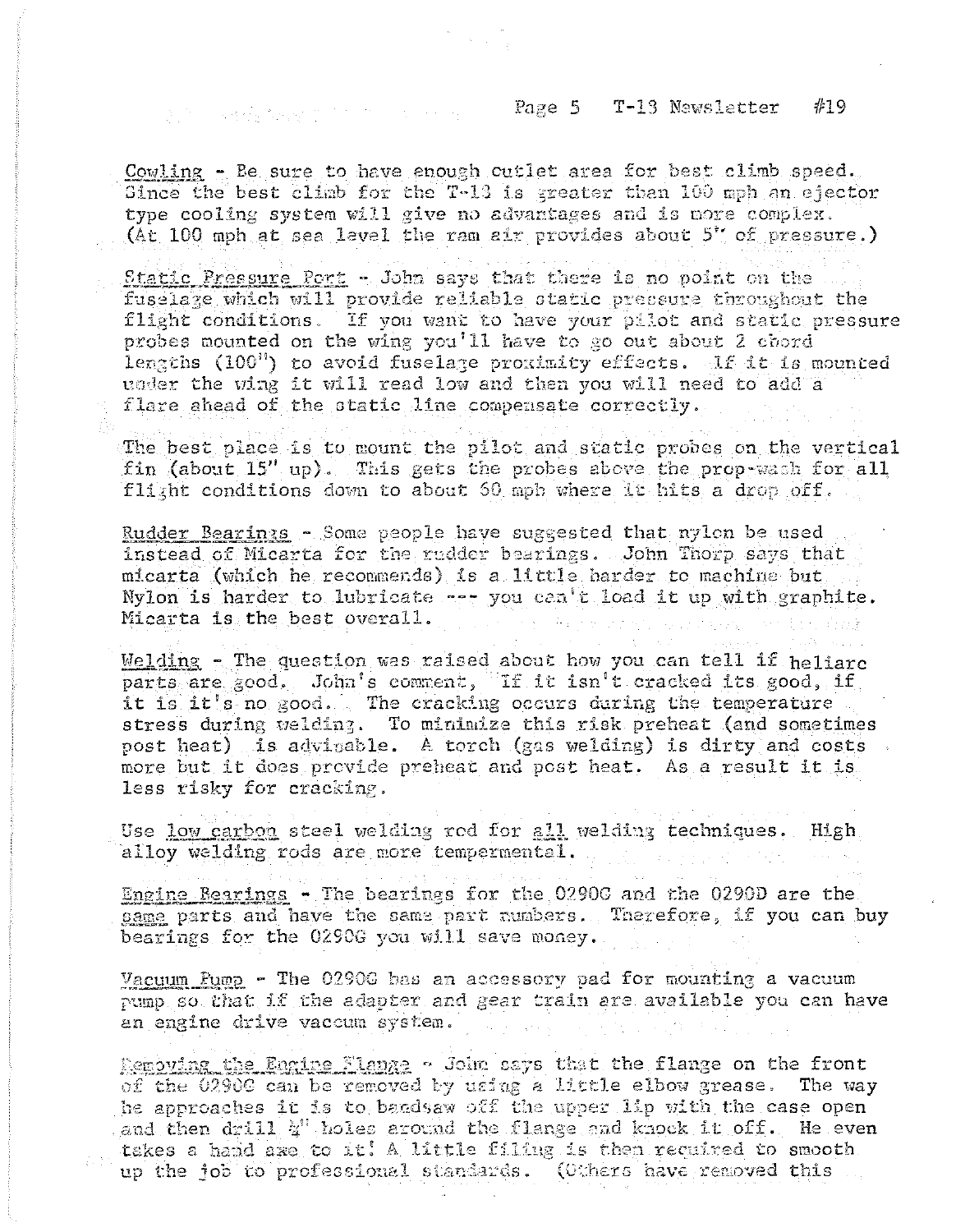Cowling - Be sure to have enough outlet area for best climb speed. Since the best climb for the T-18 is greater than 100 mph an ejector type cooling system will give no advantages and is more complex. (At 100 mph at sea level the ram air provides about 5" of pressure.)

Static Pressure Port - John says that there is no point on the fuselage which will provide reliable static pressure throughout the flight conditions. If you want to have your pilot and static pressure probes mounted on the wing you'll have to go out about 2 chord lengths (100") to avoid fuselage proximity effects. If it is mounted under the wing it will read low and then you will need to add a flare ahead of the static line compensate correctly.

The best place is to mount the pilot and static probes on the vertical fin (about 15" up). This gets the probes above the prop-wash for all flight conditions down to about 60 mph where it hits a drop off.

Rudder Bearings - Some people have suggested that nylon be used instead of Micarta for the rudder bearings. John Thorp says that micarta (which he recommends) is a little harder to machine but Nylon is harder to lubricate --- you can't load it up with graphite. Micarta is the best overall.

Welding - The question was raised about how you can tell if heliarc parts are good. John's comment, "If it isn't cracked its good, if it is it's no good. The cracking occurs during the temperature stress during welding. To minimize this risk preheat (and sometimes post heat) is advisable. A torch (gas welding) is dirty and costs more but it does provide preheat and post heat. As a result it is less risky for cracking.

Use low carbon steel welding rod for all welding techniques. High alloy welding rods are more tempermental.

Engine Bearings - The bearings for the O290G and the O290D are the same parts and have the same part numbers. Therefore, if you can buy bearings for the O290G you will save money.

Vacuum Pump - The O290G has an accessory pad for mounting a vacuum pump so that if the adapter and gear train are available you can have an engine drive vaccum system.

Removing the Engine Flange - John says that the flange on the front of the O290G can be removed by using a little elbow grease. The way he approaches it is to bandsaw off the upper lip with the case open and then drill ¼" holes around the flange and knock it off. He even takes a hand axe to it! A little filing is then required to smooth up the job to professional standards. (Others have removed this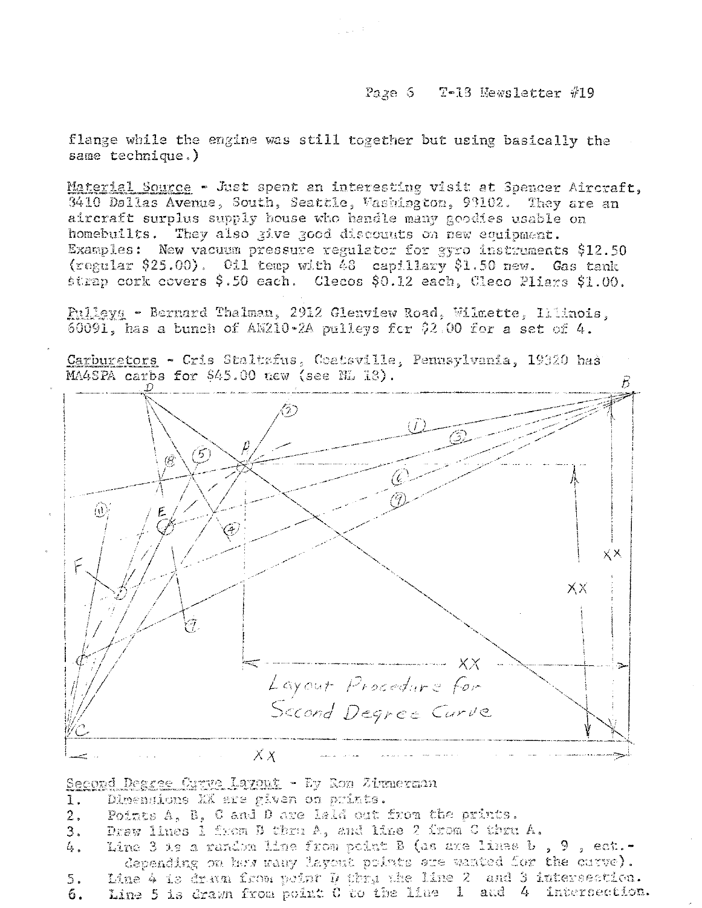flange while the engine was still together but using basically the same technique.)

Material Source - Just spent an interesting visit at Spencer Aircraft, 8410 Dallas Avenue, South, Seattle, Washington, 98102. They are an aircraft surplus supply house who handle many goodies usable on homebuilts. They also give good discounts on new equipment. Examples: New vacuum pressure regulator for gyro instruments $12.50 (regular $25.00). Oil temp with 48" capillary $1.50 new. Gas tank strap cork covers $.50 each. Clecos $0.12 each, Cleco Pliers $1.00.

Pulleys - Bernard Thalman, 2912 Glenview Road, Wilmette, Illinois, 60091, has a bunch of AN210-2A pulleys for $2.00 for a set of 4.

Carburetors - Cris Stoltzfus, Coatesville, Pennsylvania, 19320 has MA4SPA carbs for $45.00 new (see NL 18).

Layout Procedure for Second Degree Curve

Second Degree Curve Layout - By Ron Zimmerman

1. Dimensions XX are given on prints.
2. Points A, B, C and D are laid out from the prints.
3. Draw lines 1 from B thru A, and line 2 from C thru A.
4. Line 3 is a random line from point B (as are lines 6 , 9 , etc.- depending on how many layout points are wanted for the curve).
5. Line 4 is drawn from point D thru the line 2 and 3 intersection.
6. Line 5 is drawn from point C to the line 1 and 4 intersection.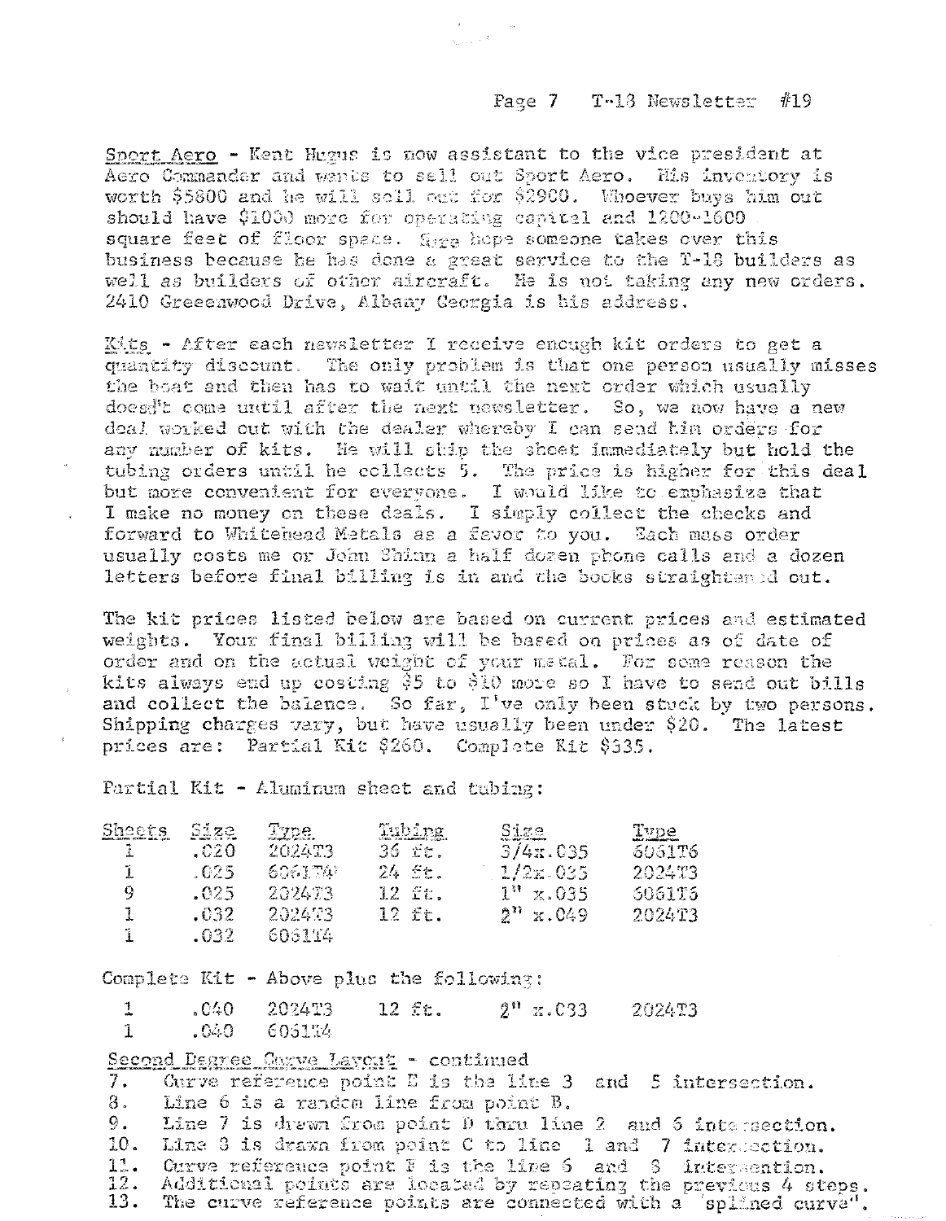<u>Sport Aero</u> - Kent Hugus is now assistant to the vice president at Aero Commander and wants to sell out Sport Aero. His inventory is worth $5800 and he will sell out for $2900. Whoever buys him out should have $1000 more for operating capital and 1200-1600 square feet of floor space. Sure hope someone takes over this business because he has done a great service to the T-18 builders as well as builders of other aircraft. He is not taking any new orders. 2410 Greeenwood Drive, Albany Georgia is his address.

<u>Kits</u> - After each newsletter I receive enough kit orders to get a quantity discount. The only problem is that one person usually misses the boat and then has to wait until the next order which usually doesn't come until after the next newsletter. So, we now have a new deal worked out with the dealer whereby I can send him orders for any number of kits. He will ship the sheet immediately but hold the tubing orders until he collects 5. The price is higher for this deal but more convenient for everyone. I would like to emphasize that I make no money on these deals. I simply collect the checks and forward to Whitehead Metals as a favor to you. Each mass order usually costs me or John Shinn a half dozen phone calls and a dozen letters before final billing is in and the books straightened out.

The kit prices listed below are based on current prices and estimated weights. Your final billing will be based on prices as of date of order and on the actual weight of your metal. For some reason the kits always end up costing $5 to $10 more so I have to send out bills and collect the balance. So far, I've only been stuck by two persons. Shipping charges vary, but have usually been under $20. The latest prices are: Partial Kit $260. Complete Kit $335.

Partial Kit - Aluminum sheet and tubing:

| Sheets | Size | Type | Tubing | Size | Type |
|---|---|---|---|---|---|
| 1 | .020 | 2024T3 | 36 ft. | 3/4x.035 | 6061T6 |
| 1 | .025 | 6061T4 | 24 ft. | 1/2x.035 | 2024T3 |
| 9 | .025 | 2024T3 | 12 ft. | 1" x.035 | 6061T6 |
| 1 | .032 | 2024T3 | 12 ft. | 2" x.049 | 2024T3 |
| 1 | .032 | 6061T4 | | | |

Complete Kit - Above plus the following:

| | | | | | |
|---|---|---|---|---|---|
| 1 | .040 | 2024T3 | 12 ft. | 2" x.033 | 2024T3 |
| 1 | .040 | 6061T4 | | | |

<u>Second Degree Curve Layout</u> - continued

7. Curve reference point E is the line 3 and 5 intersection.
8. Line 6 is a random line from point B.
9. Line 7 is drawn from point D thru line 2 and 6 intersection.
10. Line 8 is drawn from point C to line 1 and 7 intersection.
11. Curve reference point F is the line 6 and 8 intersection.
12. Additional points are located by repeating the previous 4 steps.
13. The curve reference points are connected with a "splined curve".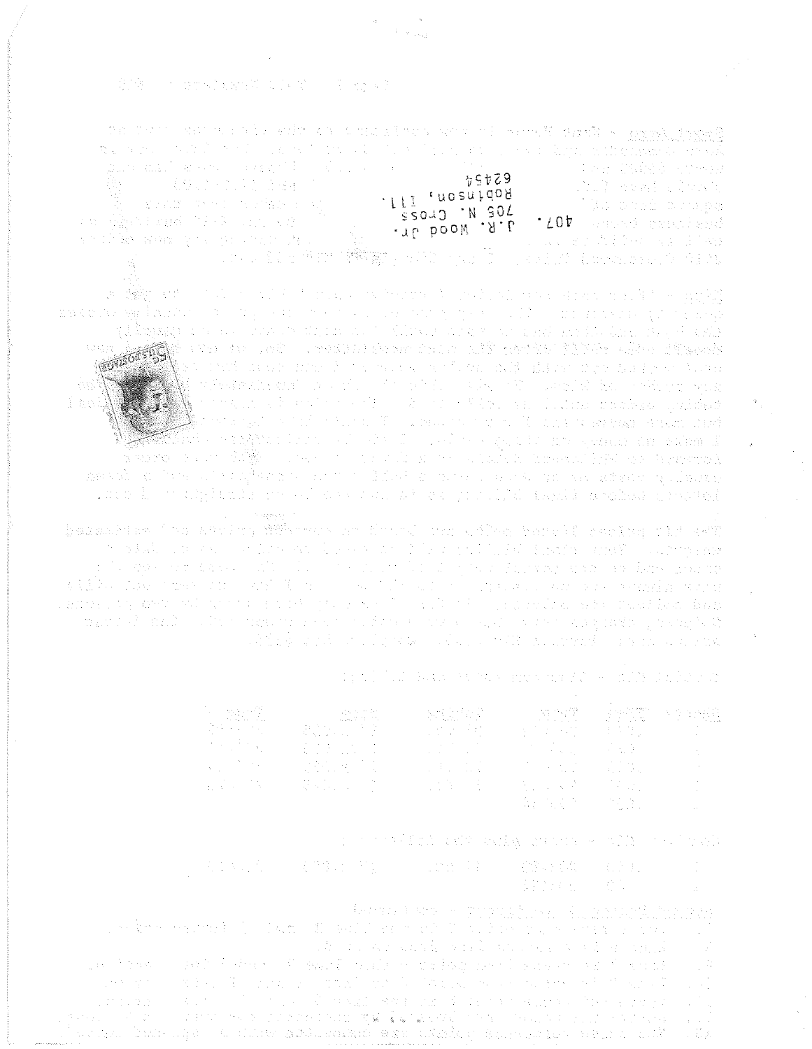407. J.R. Wood Jr.
705 N. Cross
Robinson, Ill.
62454